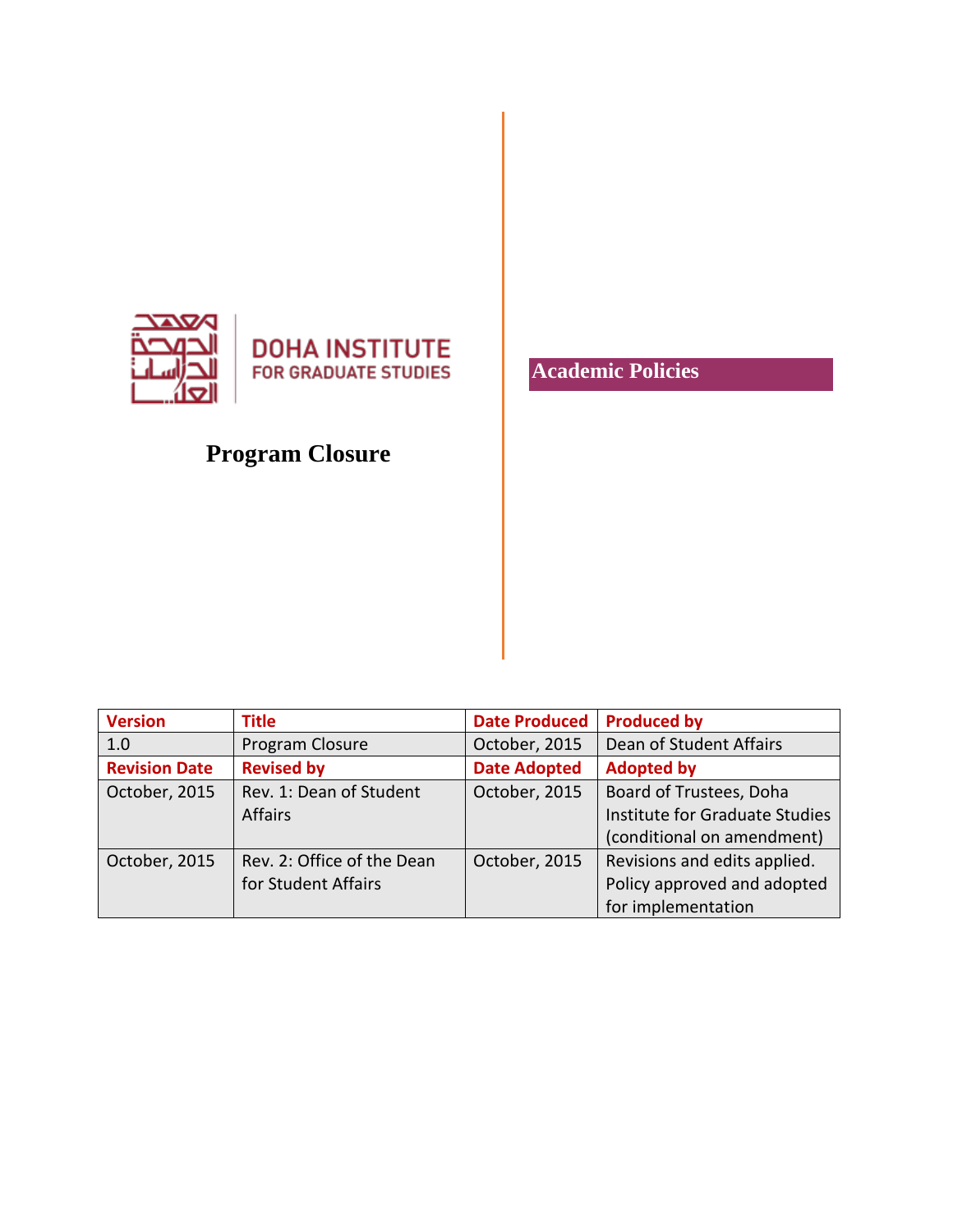معهد الدوحة للدراسات العليا

DOHA INSTITUTE
FOR GRADUATE STUDIES

# Program Closure

## Academic Policies

| Version | Title | Date Produced | Produced by |
|---|---|---|---|
| 1.0 | Program Closure | October, 2015 | Dean of Student Affairs |
| **Revision Date** | **Revised by** | **Date Adopted** | **Adopted by** |
| October, 2015 | Rev. 1: Dean of Student Affairs | October, 2015 | Board of Trustees, Doha Institute for Graduate Studies (conditional on amendment) |
| October, 2015 | Rev. 2: Office of the Dean for Student Affairs | October, 2015 | Revisions and edits applied. Policy approved and adopted for implementation |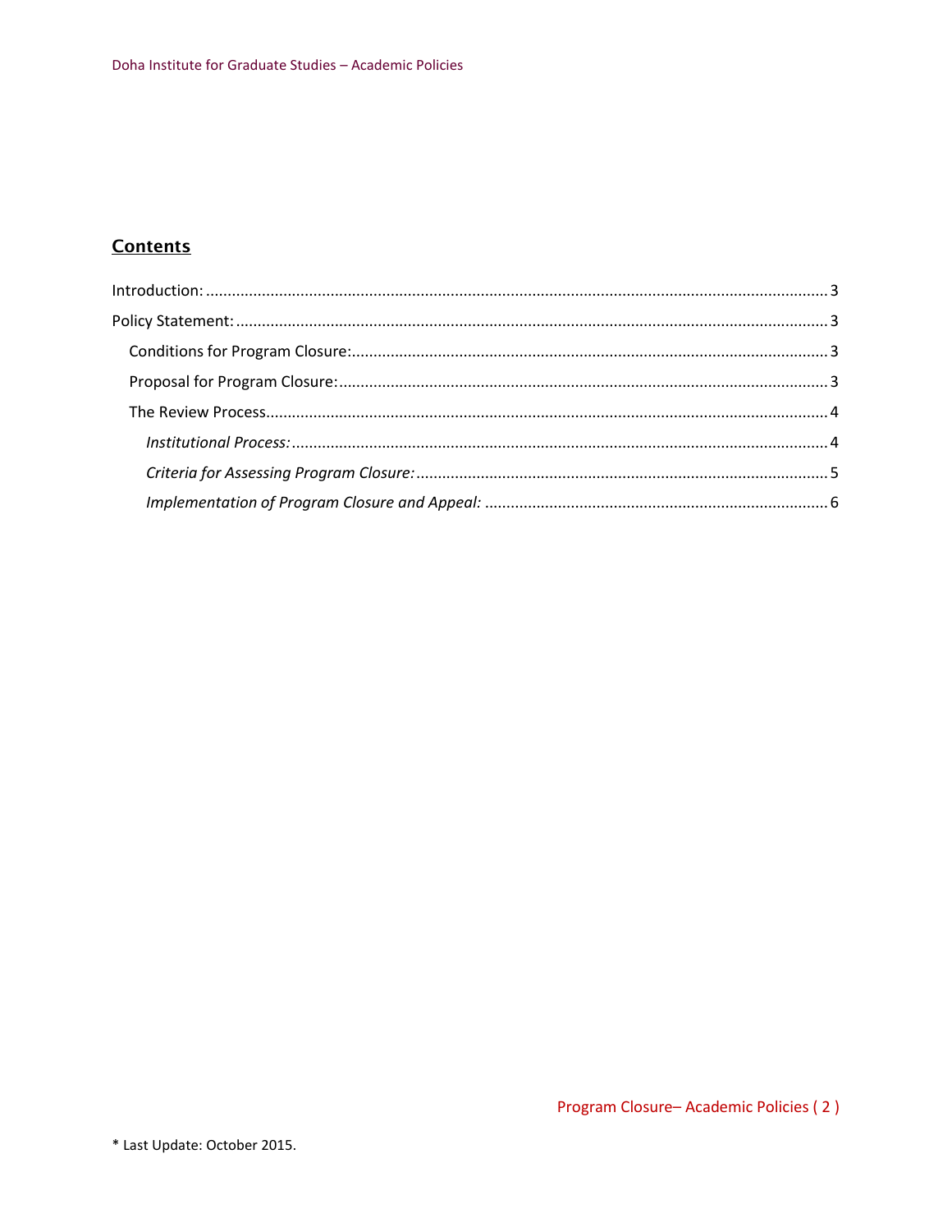## Contents

Introduction: ........ 3

Policy Statement: ........ 3

- Conditions for Program Closure: ........ 3
- Proposal for Program Closure: ........ 3
- The Review Process ........ 4
  - *Institutional Process:* ........ 4
  - *Criteria for Assessing Program Closure:* ........ 5
  - *Implementation of Program Closure and Appeal:* ........ 6

* Last Update: October 2015.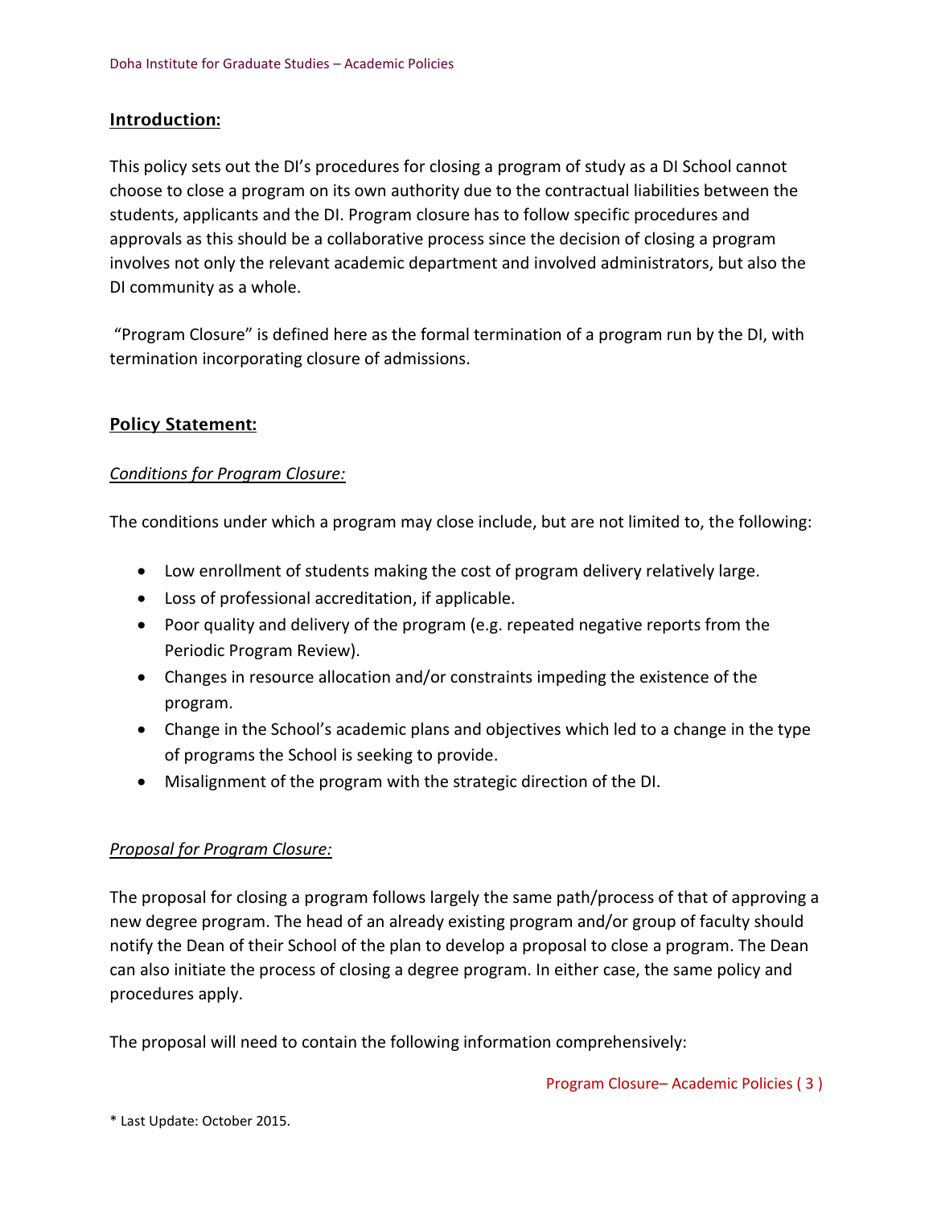## Introduction:

This policy sets out the DI's procedures for closing a program of study as a DI School cannot choose to close a program on its own authority due to the contractual liabilities between the students, applicants and the DI. Program closure has to follow specific procedures and approvals as this should be a collaborative process since the decision of closing a program involves not only the relevant academic department and involved administrators, but also the DI community as a whole.

"Program Closure" is defined here as the formal termination of a program run by the DI, with termination incorporating closure of admissions.

## Policy Statement:

### *Conditions for Program Closure:*

The conditions under which a program may close include, but are not limited to, the following:

- Low enrollment of students making the cost of program delivery relatively large.
- Loss of professional accreditation, if applicable.
- Poor quality and delivery of the program (e.g. repeated negative reports from the Periodic Program Review).
- Changes in resource allocation and/or constraints impeding the existence of the program.
- Change in the School's academic plans and objectives which led to a change in the type of programs the School is seeking to provide.
- Misalignment of the program with the strategic direction of the DI.

### *Proposal for Program Closure:*

The proposal for closing a program follows largely the same path/process of that of approving a new degree program. The head of an already existing program and/or group of faculty should notify the Dean of their School of the plan to develop a proposal to close a program. The Dean can also initiate the process of closing a degree program. In either case, the same policy and procedures apply.

The proposal will need to contain the following information comprehensively:

* Last Update: October 2015.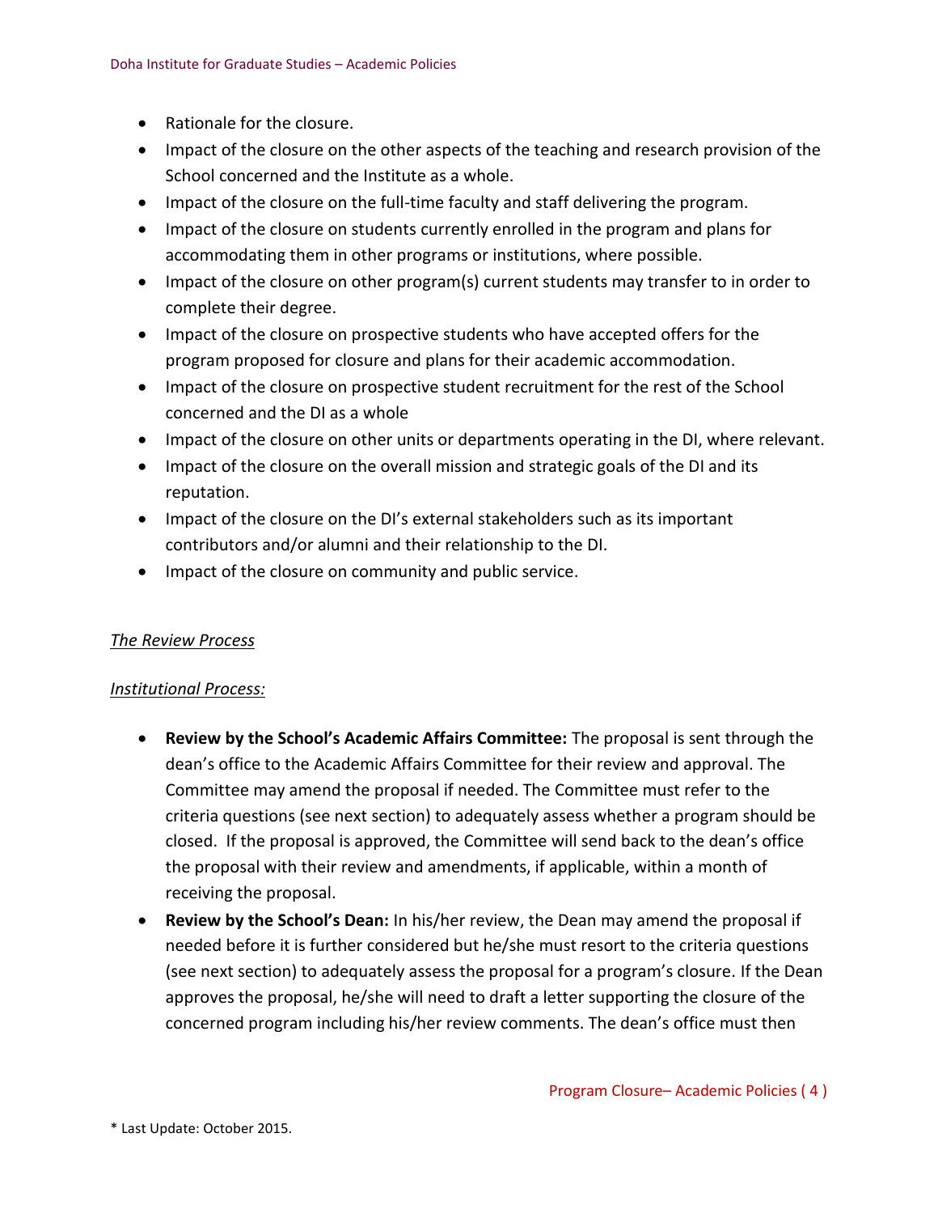- Rationale for the closure.
- Impact of the closure on the other aspects of the teaching and research provision of the School concerned and the Institute as a whole.
- Impact of the closure on the full-time faculty and staff delivering the program.
- Impact of the closure on students currently enrolled in the program and plans for accommodating them in other programs or institutions, where possible.
- Impact of the closure on other program(s) current students may transfer to in order to complete their degree.
- Impact of the closure on prospective students who have accepted offers for the program proposed for closure and plans for their academic accommodation.
- Impact of the closure on prospective student recruitment for the rest of the School concerned and the DI as a whole
- Impact of the closure on other units or departments operating in the DI, where relevant.
- Impact of the closure on the overall mission and strategic goals of the DI and its reputation.
- Impact of the closure on the DI's external stakeholders such as its important contributors and/or alumni and their relationship to the DI.
- Impact of the closure on community and public service.

*The Review Process*

*Institutional Process:*

- **Review by the School's Academic Affairs Committee:** The proposal is sent through the dean's office to the Academic Affairs Committee for their review and approval. The Committee may amend the proposal if needed. The Committee must refer to the criteria questions (see next section) to adequately assess whether a program should be closed. If the proposal is approved, the Committee will send back to the dean's office the proposal with their review and amendments, if applicable, within a month of receiving the proposal.
- **Review by the School's Dean:** In his/her review, the Dean may amend the proposal if needed before it is further considered but he/she must resort to the criteria questions (see next section) to adequately assess the proposal for a program's closure. If the Dean approves the proposal, he/she will need to draft a letter supporting the closure of the concerned program including his/her review comments. The dean's office must then

\* Last Update: October 2015.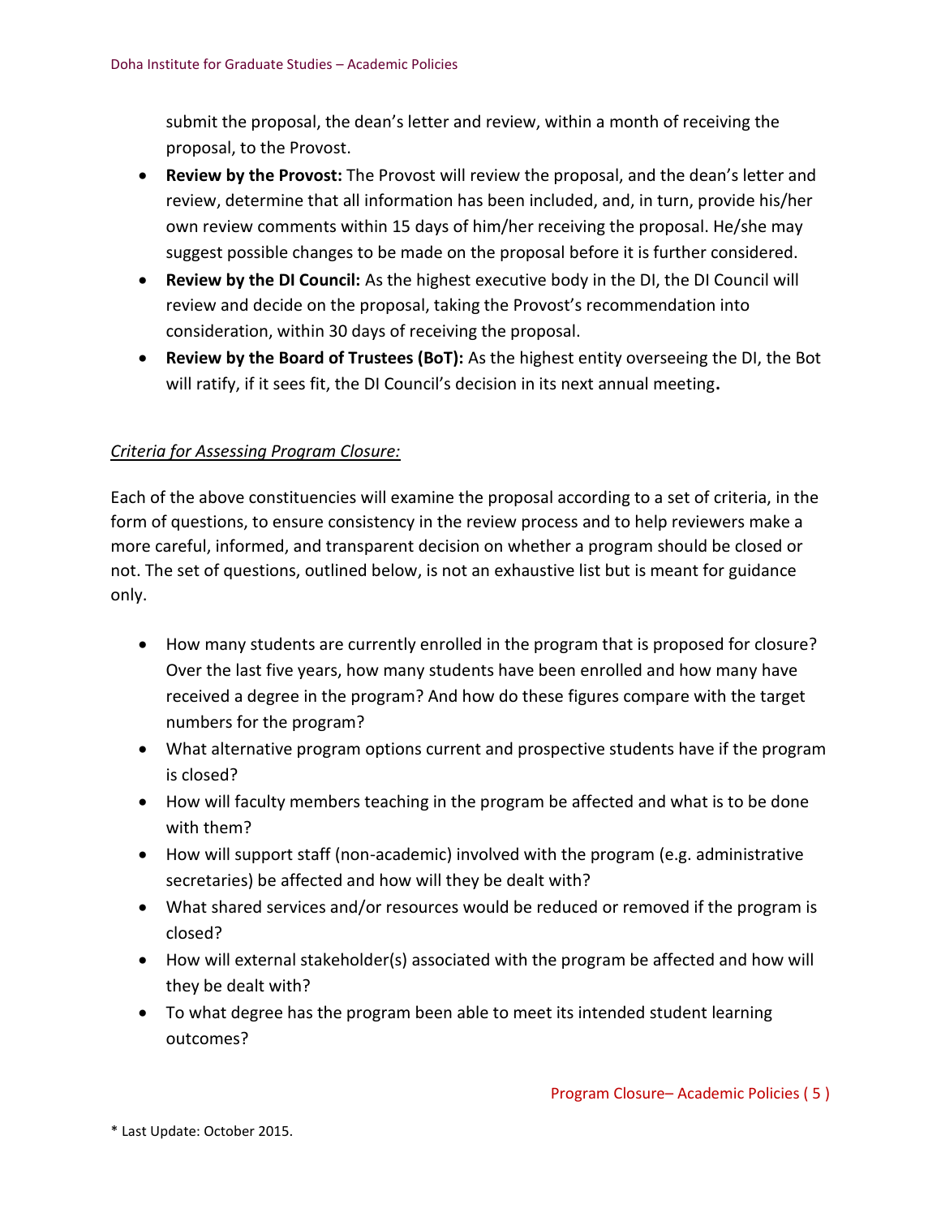submit the proposal, the dean's letter and review, within a month of receiving the proposal, to the Provost.

- **Review by the Provost:** The Provost will review the proposal, and the dean's letter and review, determine that all information has been included, and, in turn, provide his/her own review comments within 15 days of him/her receiving the proposal. He/she may suggest possible changes to be made on the proposal before it is further considered.
- **Review by the DI Council:** As the highest executive body in the DI, the DI Council will review and decide on the proposal, taking the Provost's recommendation into consideration, within 30 days of receiving the proposal.
- **Review by the Board of Trustees (BoT):** As the highest entity overseeing the DI, the Bot will ratify, if it sees fit, the DI Council's decision in its next annual meeting**.**

<u>*Criteria for Assessing Program Closure:*</u>

Each of the above constituencies will examine the proposal according to a set of criteria, in the form of questions, to ensure consistency in the review process and to help reviewers make a more careful, informed, and transparent decision on whether a program should be closed or not. The set of questions, outlined below, is not an exhaustive list but is meant for guidance only.

- How many students are currently enrolled in the program that is proposed for closure? Over the last five years, how many students have been enrolled and how many have received a degree in the program? And how do these figures compare with the target numbers for the program?
- What alternative program options current and prospective students have if the program is closed?
- How will faculty members teaching in the program be affected and what is to be done with them?
- How will support staff (non-academic) involved with the program (e.g. administrative secretaries) be affected and how will they be dealt with?
- What shared services and/or resources would be reduced or removed if the program is closed?
- How will external stakeholder(s) associated with the program be affected and how will they be dealt with?
- To what degree has the program been able to meet its intended student learning outcomes?

\* Last Update: October 2015.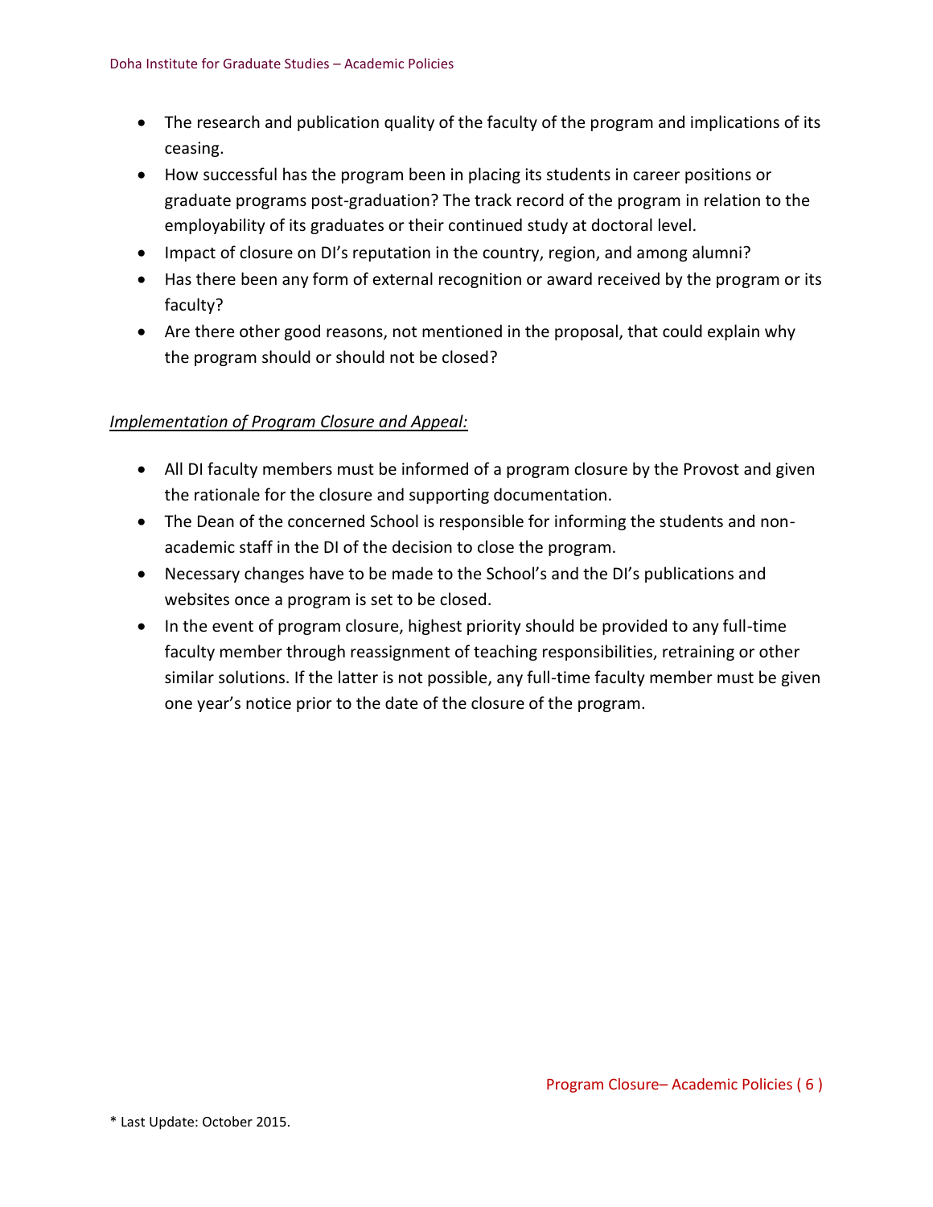- The research and publication quality of the faculty of the program and implications of its ceasing.
- How successful has the program been in placing its students in career positions or graduate programs post-graduation? The track record of the program in relation to the employability of its graduates or their continued study at doctoral level.
- Impact of closure on DI's reputation in the country, region, and among alumni?
- Has there been any form of external recognition or award received by the program or its faculty?
- Are there other good reasons, not mentioned in the proposal, that could explain why the program should or should not be closed?

*Implementation of Program Closure and Appeal:*

- All DI faculty members must be informed of a program closure by the Provost and given the rationale for the closure and supporting documentation.
- The Dean of the concerned School is responsible for informing the students and non-academic staff in the DI of the decision to close the program.
- Necessary changes have to be made to the School's and the DI's publications and websites once a program is set to be closed.
- In the event of program closure, highest priority should be provided to any full-time faculty member through reassignment of teaching responsibilities, retraining or other similar solutions. If the latter is not possible, any full-time faculty member must be given one year's notice prior to the date of the closure of the program.

* Last Update: October 2015.